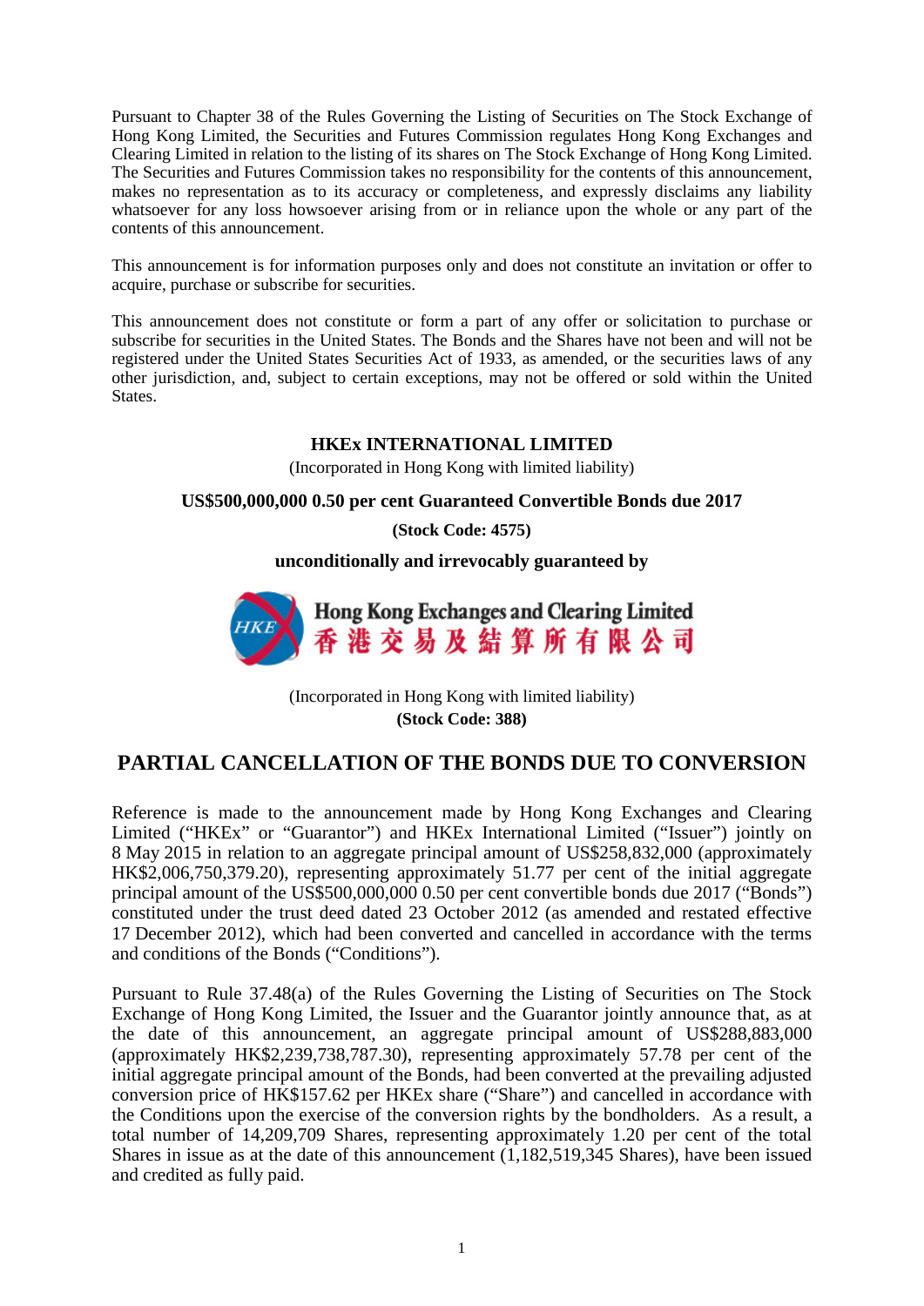Pursuant to Chapter 38 of the Rules Governing the Listing of Securities on The Stock Exchange of Hong Kong Limited, the Securities and Futures Commission regulates Hong Kong Exchanges and Clearing Limited in relation to the listing of its shares on The Stock Exchange of Hong Kong Limited. The Securities and Futures Commission takes no responsibility for the contents of this announcement, makes no representation as to its accuracy or completeness, and expressly disclaims any liability whatsoever for any loss howsoever arising from or in reliance upon the whole or any part of the contents of this announcement.

This announcement is for information purposes only and does not constitute an invitation or offer to acquire, purchase or subscribe for securities.

This announcement does not constitute or form a part of any offer or solicitation to purchase or subscribe for securities in the United States. The Bonds and the Shares have not been and will not be registered under the United States Securities Act of 1933, as amended, or the securities laws of any other jurisdiction, and, subject to certain exceptions, may not be offered or sold within the United States.

**HKEx INTERNATIONAL LIMITED**

(Incorporated in Hong Kong with limited liability)

**US$500,000,000 0.50 per cent Guaranteed Convertible Bonds due 2017**

**(Stock Code: 4575)**

**unconditionally and irrevocably guaranteed by**

**Hong Kong Exchanges and Clearing Limited**
**香港交易及結算所有限公司**

(Incorporated in Hong Kong with limited liability)
**(Stock Code: 388)**

## PARTIAL CANCELLATION OF THE BONDS DUE TO CONVERSION

Reference is made to the announcement made by Hong Kong Exchanges and Clearing Limited ("HKEx" or "Guarantor") and HKEx International Limited ("Issuer") jointly on 8 May 2015 in relation to an aggregate principal amount of US$258,832,000 (approximately HK$2,006,750,379.20), representing approximately 51.77 per cent of the initial aggregate principal amount of the US$500,000,000 0.50 per cent convertible bonds due 2017 ("Bonds") constituted under the trust deed dated 23 October 2012 (as amended and restated effective 17 December 2012), which had been converted and cancelled in accordance with the terms and conditions of the Bonds ("Conditions").

Pursuant to Rule 37.48(a) of the Rules Governing the Listing of Securities on The Stock Exchange of Hong Kong Limited, the Issuer and the Guarantor jointly announce that, as at the date of this announcement, an aggregate principal amount of US$288,883,000 (approximately HK$2,239,738,787.30), representing approximately 57.78 per cent of the initial aggregate principal amount of the Bonds, had been converted at the prevailing adjusted conversion price of HK$157.62 per HKEx share ("Share") and cancelled in accordance with the Conditions upon the exercise of the conversion rights by the bondholders. As a result, a total number of 14,209,709 Shares, representing approximately 1.20 per cent of the total Shares in issue as at the date of this announcement (1,182,519,345 Shares), have been issued and credited as fully paid.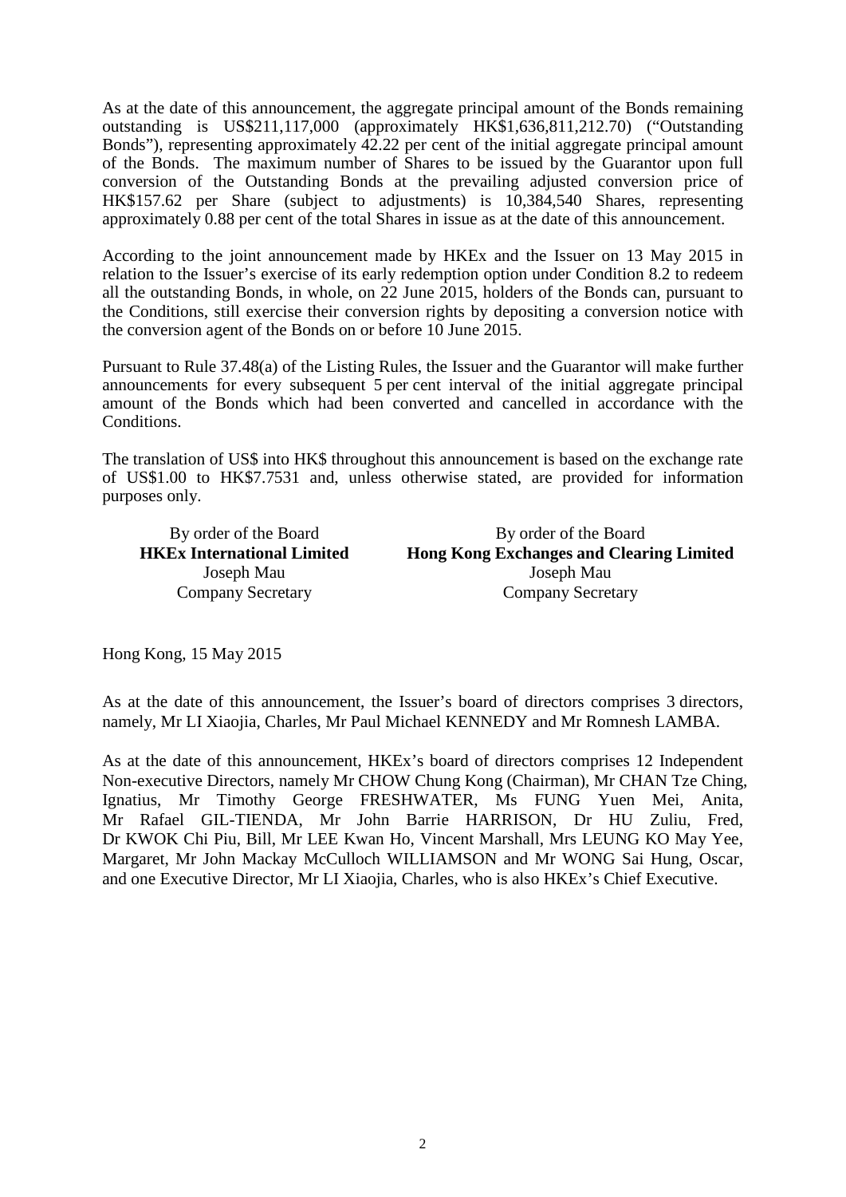As at the date of this announcement, the aggregate principal amount of the Bonds remaining outstanding is US$211,117,000 (approximately HK$1,636,811,212.70) ("Outstanding Bonds"), representing approximately 42.22 per cent of the initial aggregate principal amount of the Bonds. The maximum number of Shares to be issued by the Guarantor upon full conversion of the Outstanding Bonds at the prevailing adjusted conversion price of HK$157.62 per Share (subject to adjustments) is 10,384,540 Shares, representing approximately 0.88 per cent of the total Shares in issue as at the date of this announcement.

According to the joint announcement made by HKEx and the Issuer on 13 May 2015 in relation to the Issuer's exercise of its early redemption option under Condition 8.2 to redeem all the outstanding Bonds, in whole, on 22 June 2015, holders of the Bonds can, pursuant to the Conditions, still exercise their conversion rights by depositing a conversion notice with the conversion agent of the Bonds on or before 10 June 2015.

Pursuant to Rule 37.48(a) of the Listing Rules, the Issuer and the Guarantor will make further announcements for every subsequent 5 per cent interval of the initial aggregate principal amount of the Bonds which had been converted and cancelled in accordance with the Conditions.

The translation of US$ into HK$ throughout this announcement is based on the exchange rate of US$1.00 to HK$7.7531 and, unless otherwise stated, are provided for information purposes only.

By order of the Board
**HKEx International Limited**
Joseph Mau
Company Secretary

By order of the Board
**Hong Kong Exchanges and Clearing Limited**
Joseph Mau
Company Secretary

Hong Kong, 15 May 2015

As at the date of this announcement, the Issuer's board of directors comprises 3 directors, namely, Mr LI Xiaojia, Charles, Mr Paul Michael KENNEDY and Mr Romnesh LAMBA.

As at the date of this announcement, HKEx's board of directors comprises 12 Independent Non-executive Directors, namely Mr CHOW Chung Kong (Chairman), Mr CHAN Tze Ching, Ignatius, Mr Timothy George FRESHWATER, Ms FUNG Yuen Mei, Anita, Mr Rafael GIL-TIENDA, Mr John Barrie HARRISON, Dr HU Zuliu, Fred, Dr KWOK Chi Piu, Bill, Mr LEE Kwan Ho, Vincent Marshall, Mrs LEUNG KO May Yee, Margaret, Mr John Mackay McCulloch WILLIAMSON and Mr WONG Sai Hung, Oscar, and one Executive Director, Mr LI Xiaojia, Charles, who is also HKEx's Chief Executive.